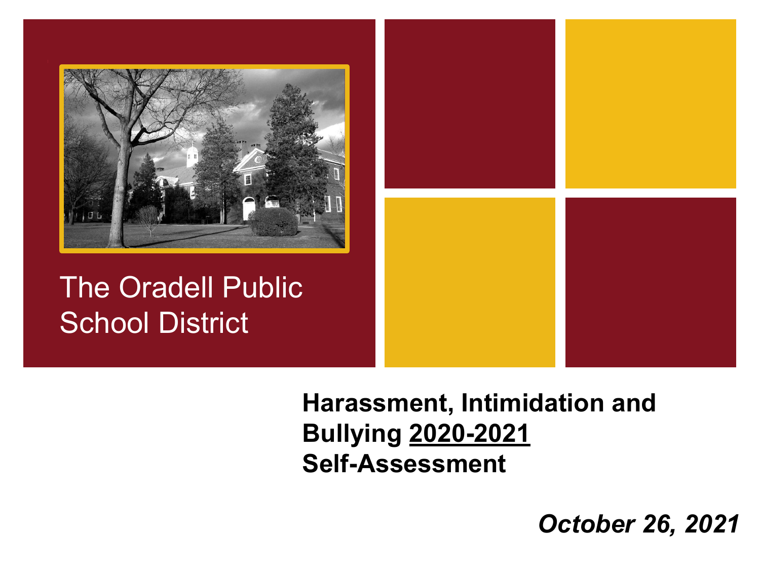# The Oradell Public School District

## Harassment, Intimidation and Bullying 2020-2021 Self-Assessment

*October 26, 2021*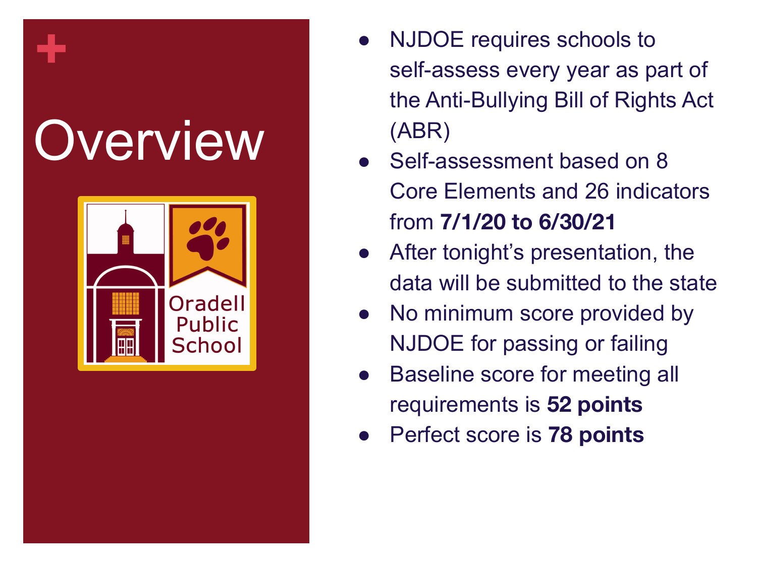# Overview

- NJDOE requires schools to self-assess every year as part of the Anti-Bullying Bill of Rights Act (ABR)
- Self-assessment based on 8 Core Elements and 26 indicators from **7/1/20 to 6/30/21**
- After tonight's presentation, the data will be submitted to the state
- No minimum score provided by NJDOE for passing or failing
- Baseline score for meeting all requirements is **52 points**
- Perfect score is **78 points**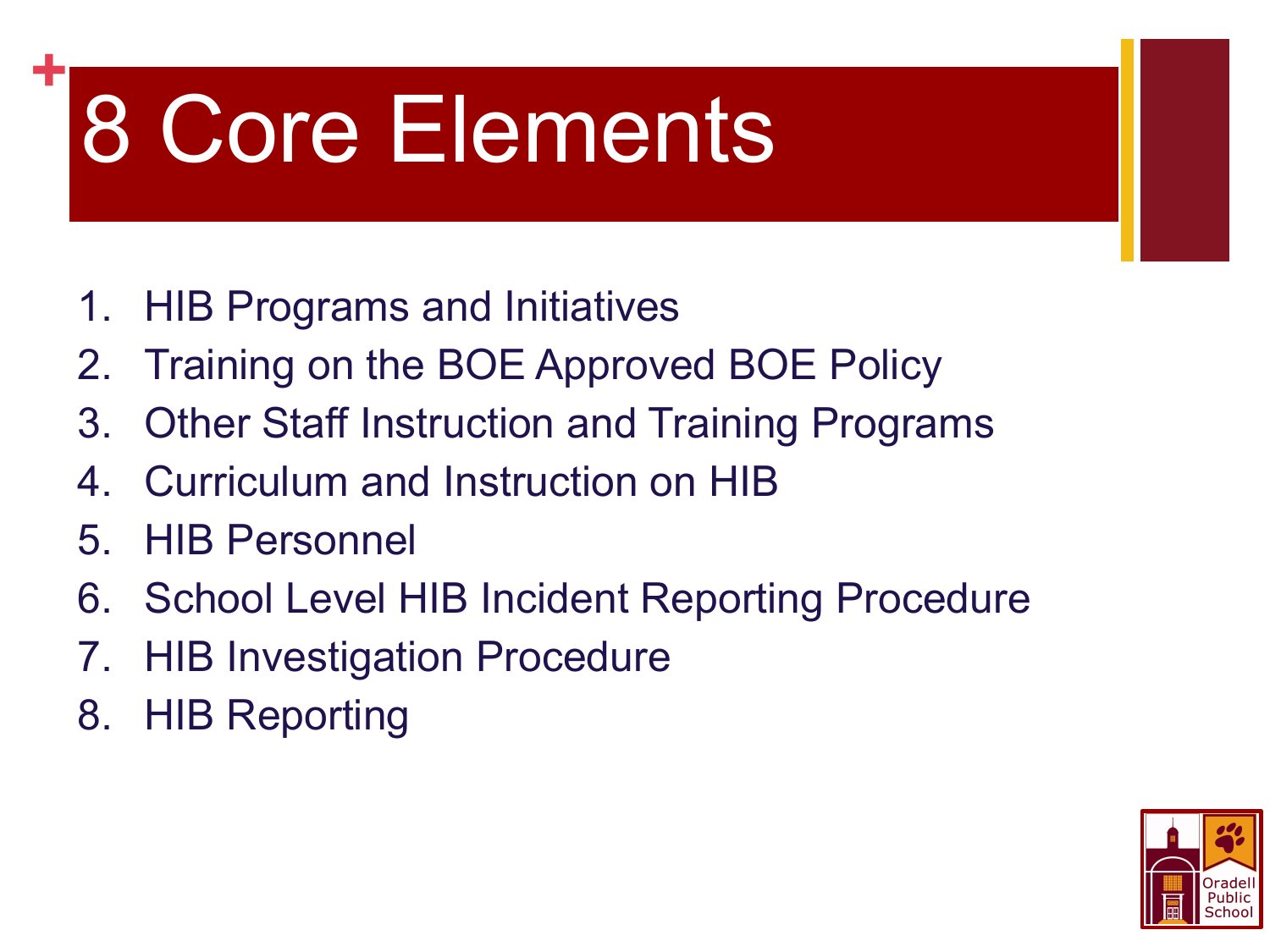# 8 Core Elements

1. HIB Programs and Initiatives
2. Training on the BOE Approved BOE Policy
3. Other Staff Instruction and Training Programs
4. Curriculum and Instruction on HIB
5. HIB Personnel
6. School Level HIB Incident Reporting Procedure
7. HIB Investigation Procedure
8. HIB Reporting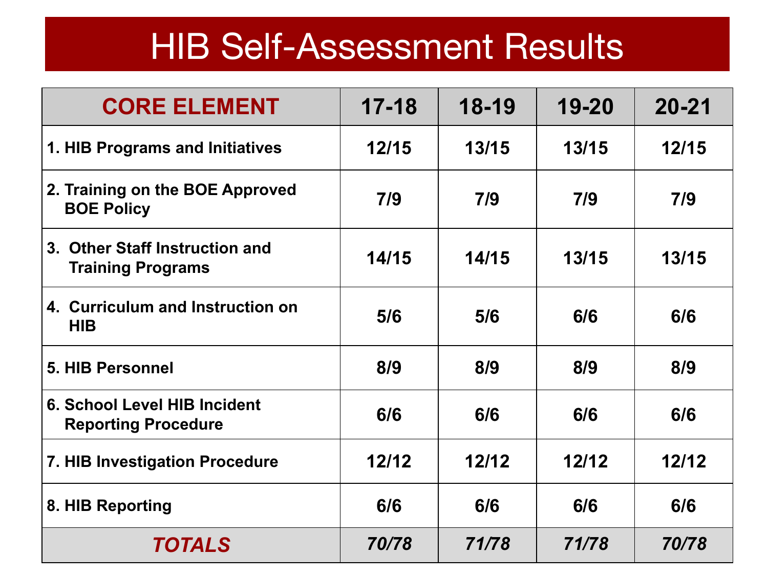# HIB Self-Assessment Results

| CORE ELEMENT | 17-18 | 18-19 | 19-20 | 20-21 |
|---|---|---|---|---|
| 1. HIB Programs and Initiatives | 12/15 | 13/15 | 13/15 | 12/15 |
| 2. Training on the BOE Approved BOE Policy | 7/9 | 7/9 | 7/9 | 7/9 |
| 3. Other Staff Instruction and Training Programs | 14/15 | 14/15 | 13/15 | 13/15 |
| 4. Curriculum and Instruction on HIB | 5/6 | 5/6 | 6/6 | 6/6 |
| 5. HIB Personnel | 8/9 | 8/9 | 8/9 | 8/9 |
| 6. School Level HIB Incident Reporting Procedure | 6/6 | 6/6 | 6/6 | 6/6 |
| 7. HIB Investigation Procedure | 12/12 | 12/12 | 12/12 | 12/12 |
| 8. HIB Reporting | 6/6 | 6/6 | 6/6 | 6/6 |
| ***TOTALS*** | ***70/78*** | ***71/78*** | ***71/78*** | ***70/78*** |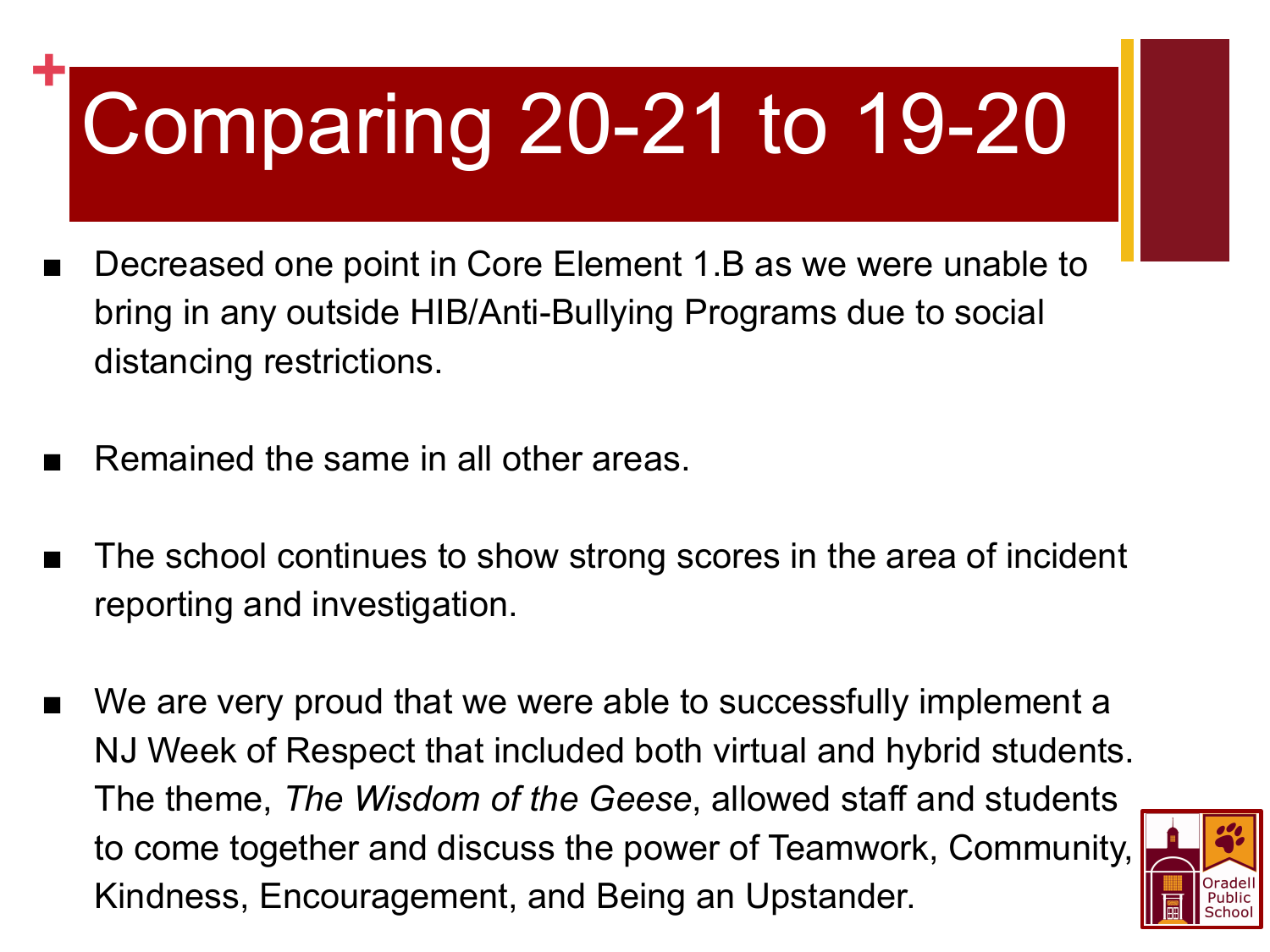# Comparing 20-21 to 19-20

- Decreased one point in Core Element 1.B as we were unable to bring in any outside HIB/Anti-Bullying Programs due to social distancing restrictions.

- Remained the same in all other areas.

- The school continues to show strong scores in the area of incident reporting and investigation.

- We are very proud that we were able to successfully implement a NJ Week of Respect that included both virtual and hybrid students. The theme, *The Wisdom of the Geese*, allowed staff and students to come together and discuss the power of Teamwork, Community, Kindness, Encouragement, and Being an Upstander.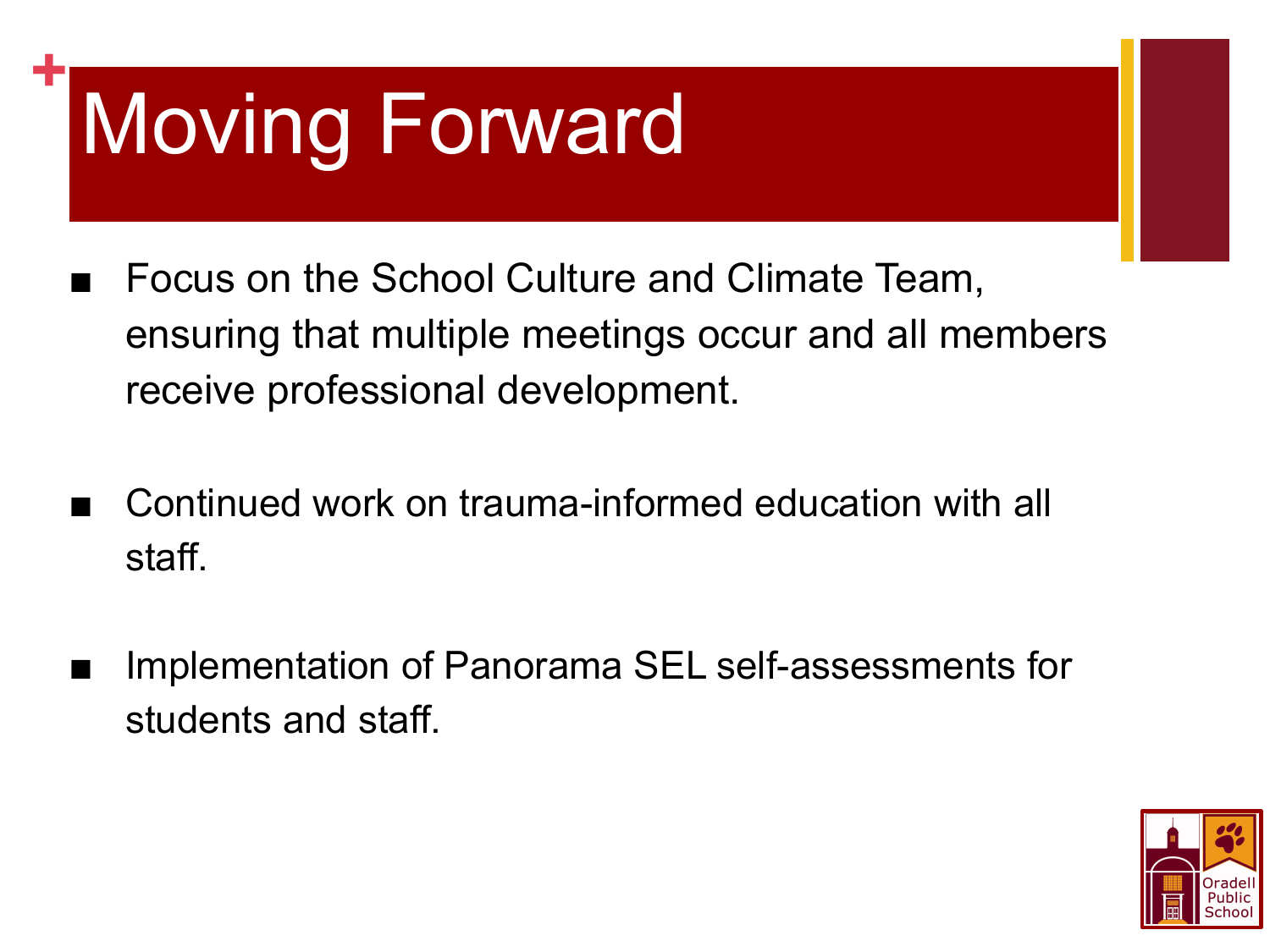# Moving Forward

- Focus on the School Culture and Climate Team, ensuring that multiple meetings occur and all members receive professional development.

- Continued work on trauma-informed education with all staff.

- Implementation of Panorama SEL self-assessments for students and staff.

Oradell Public School